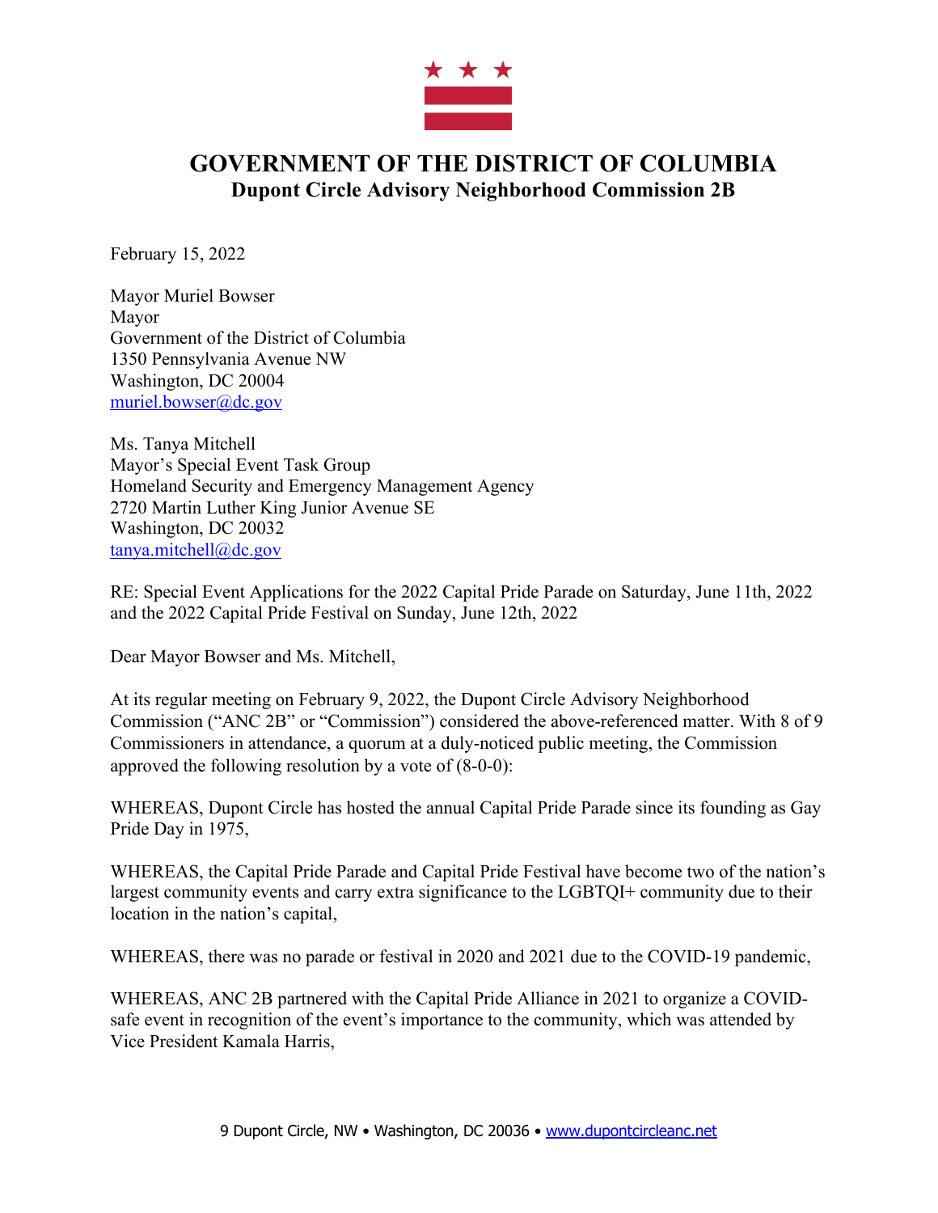# GOVERNMENT OF THE DISTRICT OF COLUMBIA
## Dupont Circle Advisory Neighborhood Commission 2B

February 15, 2022

Mayor Muriel Bowser
Mayor
Government of the District of Columbia
1350 Pennsylvania Avenue NW
Washington, DC 20004
muriel.bowser@dc.gov

Ms. Tanya Mitchell
Mayor's Special Event Task Group
Homeland Security and Emergency Management Agency
2720 Martin Luther King Junior Avenue SE
Washington, DC 20032
tanya.mitchell@dc.gov

RE: Special Event Applications for the 2022 Capital Pride Parade on Saturday, June 11th, 2022 and the 2022 Capital Pride Festival on Sunday, June 12th, 2022

Dear Mayor Bowser and Ms. Mitchell,

At its regular meeting on February 9, 2022, the Dupont Circle Advisory Neighborhood Commission ("ANC 2B" or "Commission") considered the above-referenced matter. With 8 of 9 Commissioners in attendance, a quorum at a duly-noticed public meeting, the Commission approved the following resolution by a vote of (8-0-0):

WHEREAS, Dupont Circle has hosted the annual Capital Pride Parade since its founding as Gay Pride Day in 1975,

WHEREAS, the Capital Pride Parade and Capital Pride Festival have become two of the nation's largest community events and carry extra significance to the LGBTQI+ community due to their location in the nation's capital,

WHEREAS, there was no parade or festival in 2020 and 2021 due to the COVID-19 pandemic,

WHEREAS, ANC 2B partnered with the Capital Pride Alliance in 2021 to organize a COVID-safe event in recognition of the event's importance to the community, which was attended by Vice President Kamala Harris,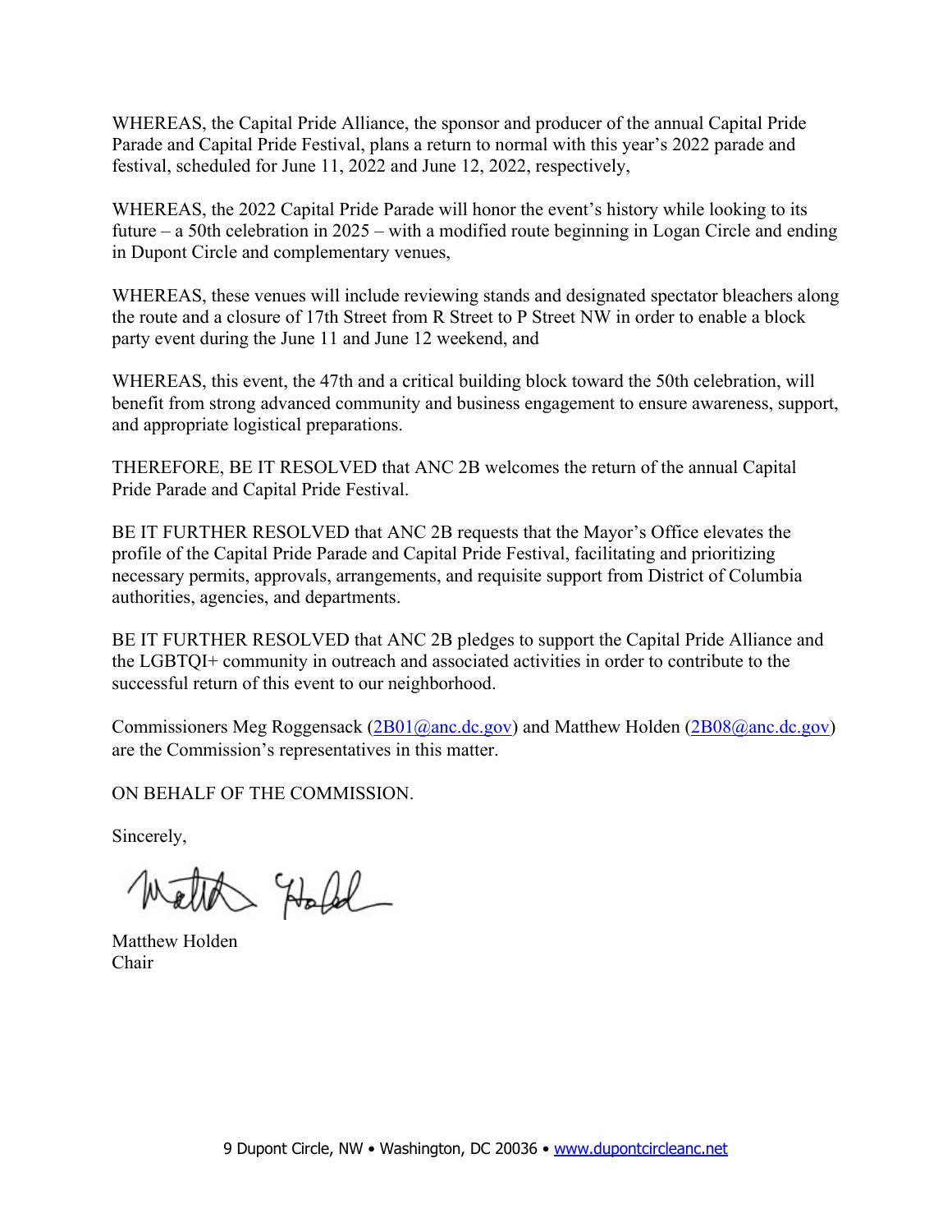WHEREAS, the Capital Pride Alliance, the sponsor and producer of the annual Capital Pride Parade and Capital Pride Festival, plans a return to normal with this year's 2022 parade and festival, scheduled for June 11, 2022 and June 12, 2022, respectively,

WHEREAS, the 2022 Capital Pride Parade will honor the event's history while looking to its future – a 50th celebration in 2025 – with a modified route beginning in Logan Circle and ending in Dupont Circle and complementary venues,

WHEREAS, these venues will include reviewing stands and designated spectator bleachers along the route and a closure of 17th Street from R Street to P Street NW in order to enable a block party event during the June 11 and June 12 weekend, and

WHEREAS, this event, the 47th and a critical building block toward the 50th celebration, will benefit from strong advanced community and business engagement to ensure awareness, support, and appropriate logistical preparations.

THEREFORE, BE IT RESOLVED that ANC 2B welcomes the return of the annual Capital Pride Parade and Capital Pride Festival.

BE IT FURTHER RESOLVED that ANC 2B requests that the Mayor's Office elevates the profile of the Capital Pride Parade and Capital Pride Festival, facilitating and prioritizing necessary permits, approvals, arrangements, and requisite support from District of Columbia authorities, agencies, and departments.

BE IT FURTHER RESOLVED that ANC 2B pledges to support the Capital Pride Alliance and the LGBTQI+ community in outreach and associated activities in order to contribute to the successful return of this event to our neighborhood.

Commissioners Meg Roggensack (2B01@anc.dc.gov) and Matthew Holden (2B08@anc.dc.gov) are the Commission's representatives in this matter.

ON BEHALF OF THE COMMISSION.

Sincerely,

Matthew Holden
Chair

9 Dupont Circle, NW • Washington, DC 20036 • www.dupontcircleanc.net